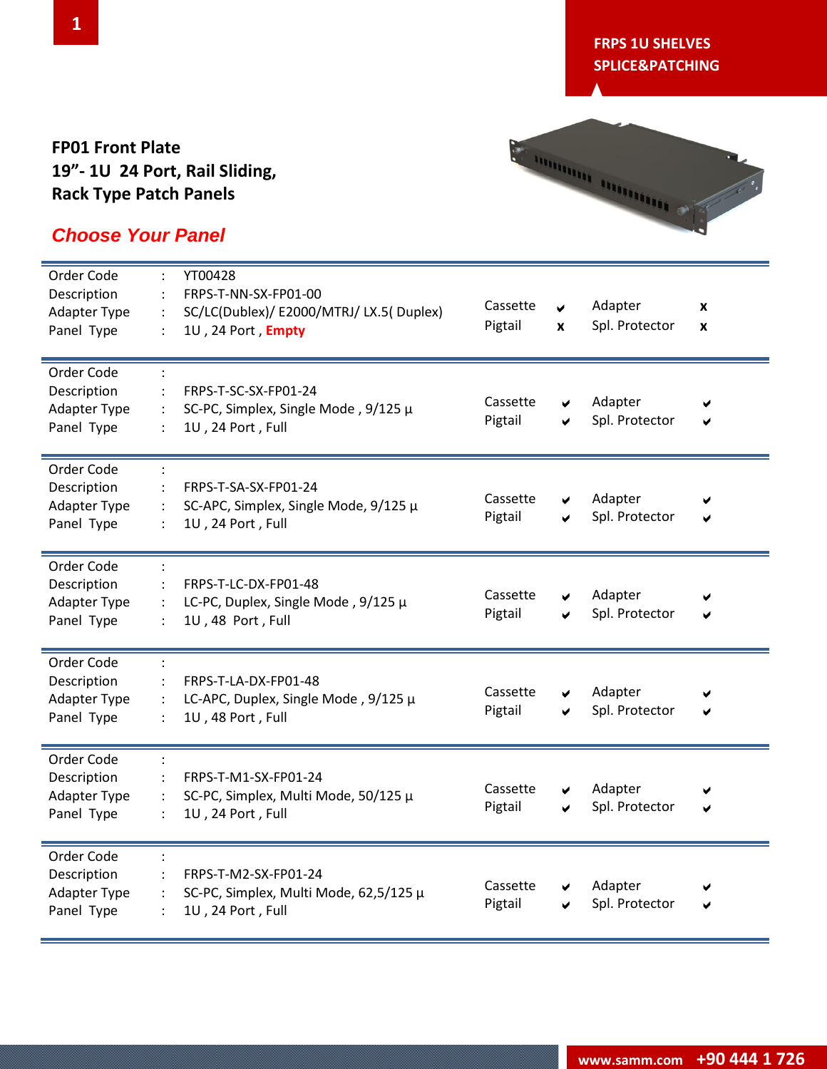FRPS 1U SHELVES
SPLICE&PATCHING

# FP01 Front Plate
# 19”- 1U 24 Port, Rail Sliding, Rack Type Patch Panels

## *Choose Your Panel*

| | | | | | | |
|---|---|---|---|---|---|---|
| Order Code | : | YT00428 | | | | |
| Description | : | FRPS-T-NN-SX-FP01-00 | Cassette | ✔ | Adapter | x |
| Adapter Type | : | SC/LC(Dublex)/ E2000/MTRJ/ LX.5( Duplex) | Pigtail | x | Spl. Protector | x |
| Panel Type | : | 1U , 24 Port , **Empty** | | | | |

| | | | | | | |
|---|---|---|---|---|---|---|
| Order Code | : | | | | | |
| Description | : | FRPS-T-SC-SX-FP01-24 | Cassette | ✔ | Adapter | ✔ |
| Adapter Type | : | SC-PC, Simplex, Single Mode , 9/125 µ | Pigtail | ✔ | Spl. Protector | ✔ |
| Panel Type | : | 1U , 24 Port , Full | | | | |

| | | | | | | |
|---|---|---|---|---|---|---|
| Order Code | : | | | | | |
| Description | : | FRPS-T-SA-SX-FP01-24 | Cassette | ✔ | Adapter | ✔ |
| Adapter Type | : | SC-APC, Simplex, Single Mode, 9/125 µ | Pigtail | ✔ | Spl. Protector | ✔ |
| Panel Type | : | 1U , 24 Port , Full | | | | |

| | | | | | | |
|---|---|---|---|---|---|---|
| Order Code | : | | | | | |
| Description | : | FRPS-T-LC-DX-FP01-48 | Cassette | ✔ | Adapter | ✔ |
| Adapter Type | : | LC-PC, Duplex, Single Mode , 9/125 µ | Pigtail | ✔ | Spl. Protector | ✔ |
| Panel Type | : | 1U , 48 Port , Full | | | | |

| | | | | | | |
|---|---|---|---|---|---|---|
| Order Code | : | | | | | |
| Description | : | FRPS-T-LA-DX-FP01-48 | Cassette | ✔ | Adapter | ✔ |
| Adapter Type | : | LC-APC, Duplex, Single Mode , 9/125 µ | Pigtail | ✔ | Spl. Protector | ✔ |
| Panel Type | : | 1U , 48 Port , Full | | | | |

| | | | | | | |
|---|---|---|---|---|---|---|
| Order Code | : | | | | | |
| Description | : | FRPS-T-M1-SX-FP01-24 | Cassette | ✔ | Adapter | ✔ |
| Adapter Type | : | SC-PC, Simplex, Multi Mode, 50/125 µ | Pigtail | ✔ | Spl. Protector | ✔ |
| Panel Type | : | 1U , 24 Port , Full | | | | |

| | | | | | | |
|---|---|---|---|---|---|---|
| Order Code | : | | | | | |
| Description | : | FRPS-T-M2-SX-FP01-24 | Cassette | ✔ | Adapter | ✔ |
| Adapter Type | : | SC-PC, Simplex, Multi Mode, 62,5/125 µ | Pigtail | ✔ | Spl. Protector | ✔ |
| Panel Type | : | 1U , 24 Port , Full | | | | |

www.samm.com +90 444 1 726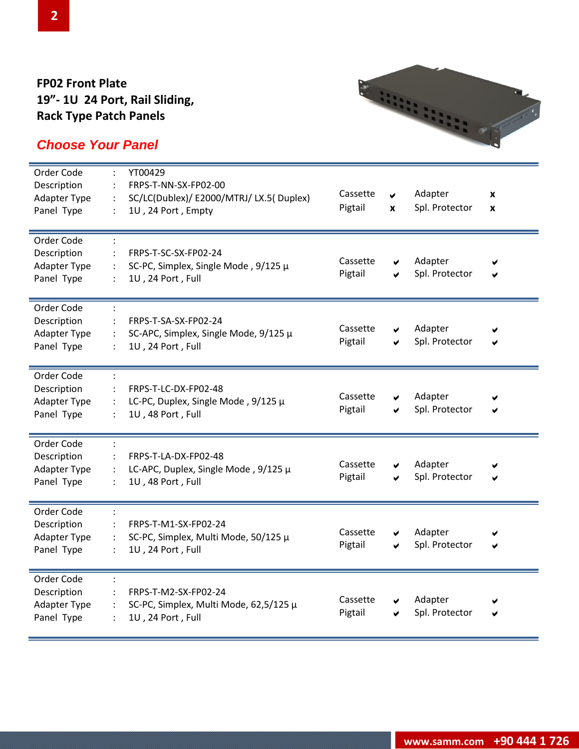**FP02 Front Plate**
**19”- 1U 24 Port, Rail Sliding,**
**Rack Type Patch Panels**

***Choose Your Panel***

| | | | | | | |
|---|---|---|---|---|---|---|
| Order Code | : | YT00429 | Cassette | ✔ | Adapter | x |
| Description | : | FRPS-T-NN-SX-FP02-00 | Pigtail | x | Spl. Protector | x |
| Adapter Type | : | SC/LC(Dublex)/ E2000/MTRJ/ LX.5( Duplex) | | | | |
| Panel Type | : | 1U , 24 Port , Empty | | | | |

| | | | | | | |
|---|---|---|---|---|---|---|
| Order Code | : | | Cassette | ✔ | Adapter | ✔ |
| Description | : | FRPS-T-SC-SX-FP02-24 | Pigtail | ✔ | Spl. Protector | ✔ |
| Adapter Type | : | SC-PC, Simplex, Single Mode , 9/125 µ | | | | |
| Panel Type | : | 1U , 24 Port , Full | | | | |

| | | | | | | |
|---|---|---|---|---|---|---|
| Order Code | : | | Cassette | ✔ | Adapter | ✔ |
| Description | : | FRPS-T-SA-SX-FP02-24 | Pigtail | ✔ | Spl. Protector | ✔ |
| Adapter Type | : | SC-APC, Simplex, Single Mode, 9/125 µ | | | | |
| Panel Type | : | 1U , 24 Port , Full | | | | |

| | | | | | | |
|---|---|---|---|---|---|---|
| Order Code | : | | Cassette | ✔ | Adapter | ✔ |
| Description | : | FRPS-T-LC-DX-FP02-48 | Pigtail | ✔ | Spl. Protector | ✔ |
| Adapter Type | : | LC-PC, Duplex, Single Mode , 9/125 µ | | | | |
| Panel Type | : | 1U , 48 Port , Full | | | | |

| | | | | | | |
|---|---|---|---|---|---|---|
| Order Code | : | | Cassette | ✔ | Adapter | ✔ |
| Description | : | FRPS-T-LA-DX-FP02-48 | Pigtail | ✔ | Spl. Protector | ✔ |
| Adapter Type | : | LC-APC, Duplex, Single Mode , 9/125 µ | | | | |
| Panel Type | : | 1U , 48 Port , Full | | | | |

| | | | | | | |
|---|---|---|---|---|---|---|
| Order Code | : | | Cassette | ✔ | Adapter | ✔ |
| Description | : | FRPS-T-M1-SX-FP02-24 | Pigtail | ✔ | Spl. Protector | ✔ |
| Adapter Type | : | SC-PC, Simplex, Multi Mode, 50/125 µ | | | | |
| Panel Type | : | 1U , 24 Port , Full | | | | |

| | | | | | | |
|---|---|---|---|---|---|---|
| Order Code | : | | Cassette | ✔ | Adapter | ✔ |
| Description | : | FRPS-T-M2-SX-FP02-24 | Pigtail | ✔ | Spl. Protector | ✔ |
| Adapter Type | : | SC-PC, Simplex, Multi Mode, 62,5/125 µ | | | | |
| Panel Type | : | 1U , 24 Port , Full | | | | |

www.samm.com +90 444 1 726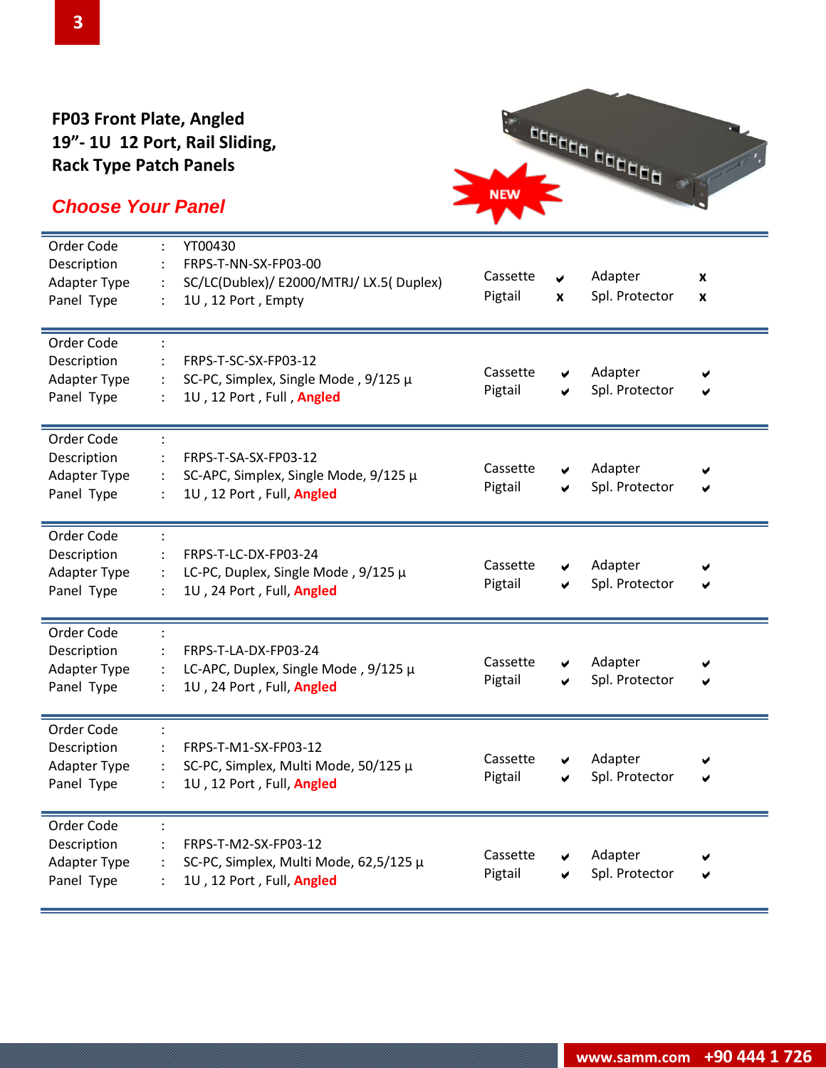## FP03 Front Plate, Angled 19"- 1U 12 Port, Rail Sliding, Rack Type Patch Panels

### *Choose Your Panel*

NEW

---

| | | |
|---|---|---|
| Order Code | : | YT00430 |
| Description | : | FRPS-T-NN-SX-FP03-00 |
| Adapter Type | : | SC/LC(Dublex)/ E2000/MTRJ/ LX.5( Duplex) |
| Panel Type | : | 1U , 12 Port , Empty |

| | | | |
|---|---|---|---|
| Cassette | ✔ | Adapter | x |
| Pigtail | x | Spl. Protector | x |

---

| | | |
|---|---|---|
| Order Code | : | |
| Description | : | FRPS-T-SC-SX-FP03-12 |
| Adapter Type | : | SC-PC, Simplex, Single Mode , 9/125 µ |
| Panel Type | : | 1U , 12 Port , Full , **Angled** |

| | | | |
|---|---|---|---|
| Cassette | ✔ | Adapter | ✔ |
| Pigtail | ✔ | Spl. Protector | ✔ |

---

| | | |
|---|---|---|
| Order Code | : | |
| Description | : | FRPS-T-SA-SX-FP03-12 |
| Adapter Type | : | SC-APC, Simplex, Single Mode, 9/125 µ |
| Panel Type | : | 1U , 12 Port , Full, **Angled** |

| | | | |
|---|---|---|---|
| Cassette | ✔ | Adapter | ✔ |
| Pigtail | ✔ | Spl. Protector | ✔ |

---

| | | |
|---|---|---|
| Order Code | : | |
| Description | : | FRPS-T-LC-DX-FP03-24 |
| Adapter Type | : | LC-PC, Duplex, Single Mode , 9/125 µ |
| Panel Type | : | 1U , 24 Port , Full, **Angled** |

| | | | |
|---|---|---|---|
| Cassette | ✔ | Adapter | ✔ |
| Pigtail | ✔ | Spl. Protector | ✔ |

---

| | | |
|---|---|---|
| Order Code | : | |
| Description | : | FRPS-T-LA-DX-FP03-24 |
| Adapter Type | : | LC-APC, Duplex, Single Mode , 9/125 µ |
| Panel Type | : | 1U , 24 Port , Full, **Angled** |

| | | | |
|---|---|---|---|
| Cassette | ✔ | Adapter | ✔ |
| Pigtail | ✔ | Spl. Protector | ✔ |

---

| | | |
|---|---|---|
| Order Code | : | |
| Description | : | FRPS-T-M1-SX-FP03-12 |
| Adapter Type | : | SC-PC, Simplex, Multi Mode, 50/125 µ |
| Panel Type | : | 1U , 12 Port , Full, **Angled** |

| | | | |
|---|---|---|---|
| Cassette | ✔ | Adapter | ✔ |
| Pigtail | ✔ | Spl. Protector | ✔ |

---

| | | |
|---|---|---|
| Order Code | : | |
| Description | : | FRPS-T-M2-SX-FP03-12 |
| Adapter Type | : | SC-PC, Simplex, Multi Mode, 62,5/125 µ |
| Panel Type | : | 1U , 12 Port , Full, **Angled** |

| | | | |
|---|---|---|---|
| Cassette | ✔ | Adapter | ✔ |
| Pigtail | ✔ | Spl. Protector | ✔ |

---

www.samm.com +90 444 1 726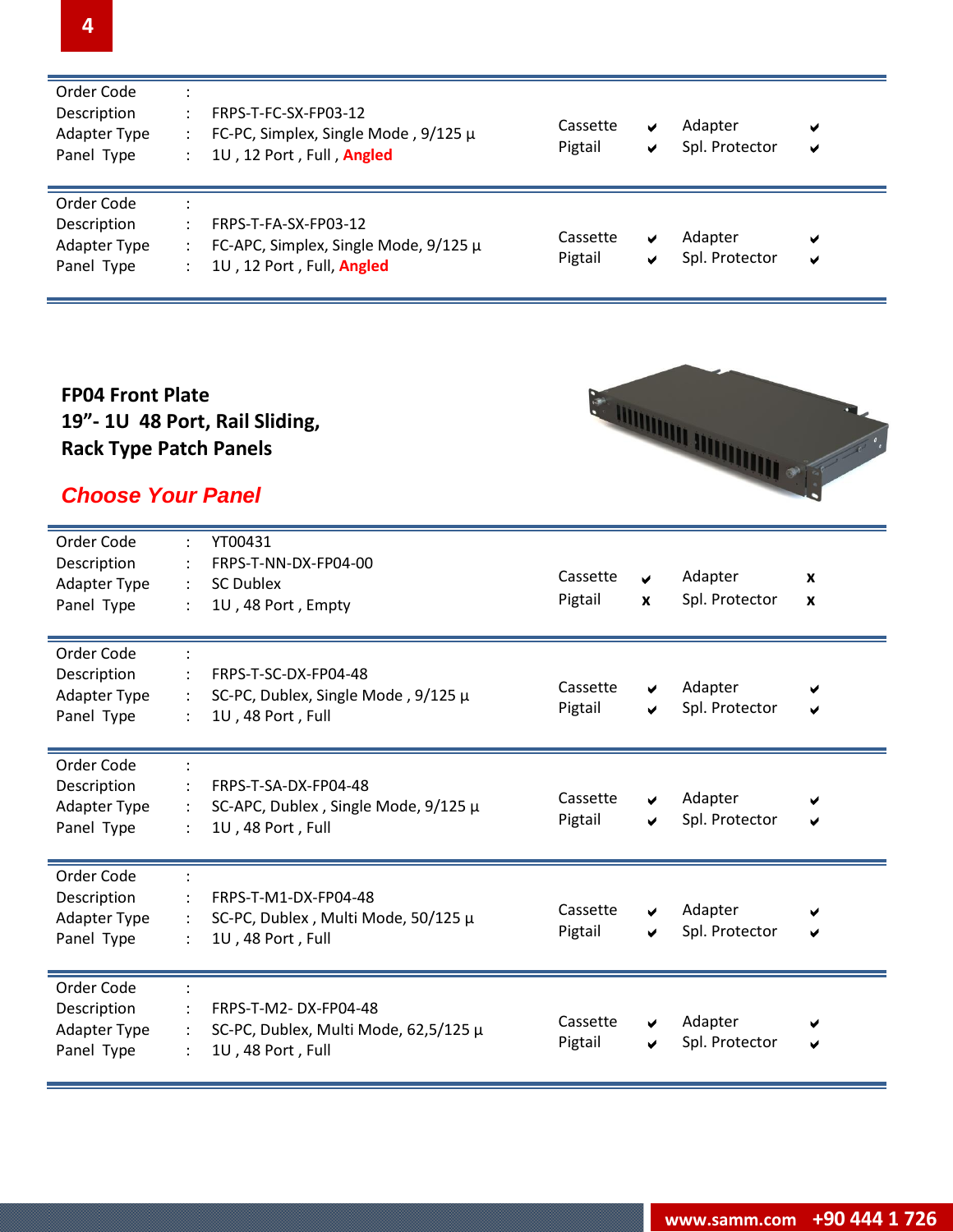| | | | | | | |
|---|---|---|---|---|---|---|
| Order Code | : | | | | | |
| Description | : | FRPS-T-FC-SX-FP03-12 | Cassette | ✔ | Adapter | ✔ |
| Adapter Type | : | FC-PC, Simplex, Single Mode , 9/125 µ | Pigtail | ✔ | Spl. Protector | ✔ |
| Panel Type | : | 1U , 12 Port , Full , **Angled** | | | | |

| | | | | | | |
|---|---|---|---|---|---|---|
| Order Code | : | | | | | |
| Description | : | FRPS-T-FA-SX-FP03-12 | Cassette | ✔ | Adapter | ✔ |
| Adapter Type | : | FC-APC, Simplex, Single Mode, 9/125 µ | Pigtail | ✔ | Spl. Protector | ✔ |
| Panel Type | : | 1U , 12 Port , Full, **Angled** | | | | |

## FP04 Front Plate
## 19”- 1U 48 Port, Rail Sliding,
## Rack Type Patch Panels

***Choose Your Panel***

| | | | | | | |
|---|---|---|---|---|---|---|
| Order Code | : | YT00431 | | | | |
| Description | : | FRPS-T-NN-DX-FP04-00 | Cassette | ✔ | Adapter | x |
| Adapter Type | : | SC Dublex | Pigtail | x | Spl. Protector | x |
| Panel Type | : | 1U , 48 Port , Empty | | | | |

| | | | | | | |
|---|---|---|---|---|---|---|
| Order Code | : | | | | | |
| Description | : | FRPS-T-SC-DX-FP04-48 | Cassette | ✔ | Adapter | ✔ |
| Adapter Type | : | SC-PC, Dublex, Single Mode , 9/125 µ | Pigtail | ✔ | Spl. Protector | ✔ |
| Panel Type | : | 1U , 48 Port , Full | | | | |

| | | | | | | |
|---|---|---|---|---|---|---|
| Order Code | : | | | | | |
| Description | : | FRPS-T-SA-DX-FP04-48 | Cassette | ✔ | Adapter | ✔ |
| Adapter Type | : | SC-APC, Dublex , Single Mode, 9/125 µ | Pigtail | ✔ | Spl. Protector | ✔ |
| Panel Type | : | 1U , 48 Port , Full | | | | |

| | | | | | | |
|---|---|---|---|---|---|---|
| Order Code | : | | | | | |
| Description | : | FRPS-T-M1-DX-FP04-48 | Cassette | ✔ | Adapter | ✔ |
| Adapter Type | : | SC-PC, Dublex , Multi Mode, 50/125 µ | Pigtail | ✔ | Spl. Protector | ✔ |
| Panel Type | : | 1U , 48 Port , Full | | | | |

| | | | | | | |
|---|---|---|---|---|---|---|
| Order Code | : | | | | | |
| Description | : | FRPS-T-M2- DX-FP04-48 | Cassette | ✔ | Adapter | ✔ |
| Adapter Type | : | SC-PC, Dublex, Multi Mode, 62,5/125 µ | Pigtail | ✔ | Spl. Protector | ✔ |
| Panel Type | : | 1U , 48 Port , Full | | | | |

**www.samm.com +90 444 1 726**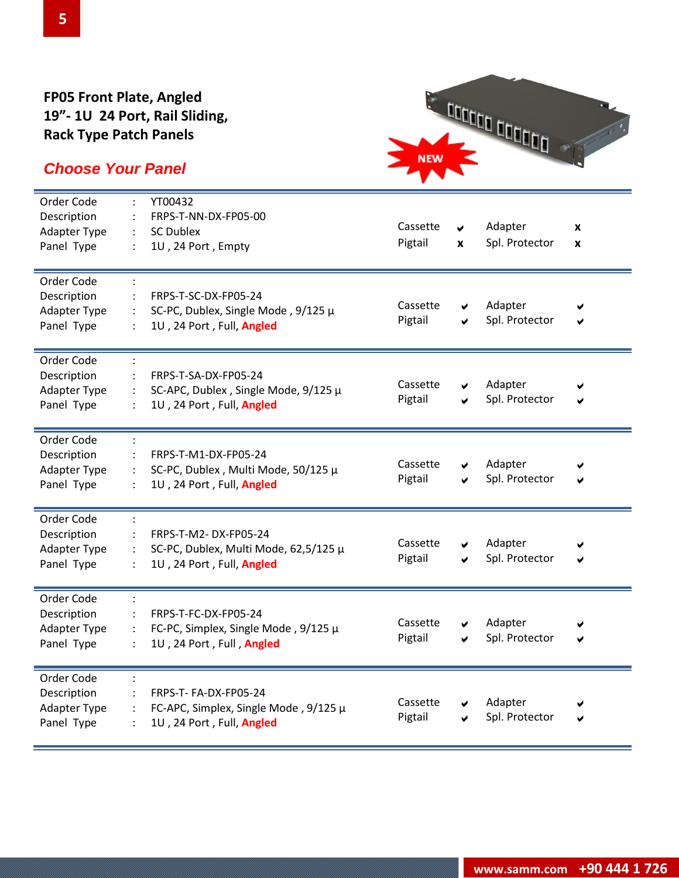## FP05 Front Plate, Angled
## 19”- 1U 24 Port, Rail Sliding,
## Rack Type Patch Panels

***Choose Your Panel***

NEW

| | | | | | | |
|---|---|---|---|---|---|---|
| Order Code | : | YT00432 | | | | |
| Description | : | FRPS-T-NN-DX-FP05-00 | | | | |
| Adapter Type | : | SC Dublex | Cassette | ✔ | Adapter | x |
| Panel Type | : | 1U , 24 Port , Empty | Pigtail | x | Spl. Protector | x |

| | | | | | | |
|---|---|---|---|---|---|---|
| Order Code | : | | | | | |
| Description | : | FRPS-T-SC-DX-FP05-24 | | | | |
| Adapter Type | : | SC-PC, Dublex, Single Mode , 9/125 µ | Cassette | ✔ | Adapter | ✔ |
| Panel Type | : | 1U , 24 Port , Full, **Angled** | Pigtail | ✔ | Spl. Protector | ✔ |

| | | | | | | |
|---|---|---|---|---|---|---|
| Order Code | : | | | | | |
| Description | : | FRPS-T-SA-DX-FP05-24 | | | | |
| Adapter Type | : | SC-APC, Dublex , Single Mode, 9/125 µ | Cassette | ✔ | Adapter | ✔ |
| Panel Type | : | 1U , 24 Port , Full, **Angled** | Pigtail | ✔ | Spl. Protector | ✔ |

| | | | | | | |
|---|---|---|---|---|---|---|
| Order Code | : | | | | | |
| Description | : | FRPS-T-M1-DX-FP05-24 | | | | |
| Adapter Type | : | SC-PC, Dublex , Multi Mode, 50/125 µ | Cassette | ✔ | Adapter | ✔ |
| Panel Type | : | 1U , 24 Port , Full, **Angled** | Pigtail | ✔ | Spl. Protector | ✔ |

| | | | | | | |
|---|---|---|---|---|---|---|
| Order Code | : | | | | | |
| Description | : | FRPS-T-M2- DX-FP05-24 | | | | |
| Adapter Type | : | SC-PC, Dublex, Multi Mode, 62,5/125 µ | Cassette | ✔ | Adapter | ✔ |
| Panel Type | : | 1U , 24 Port , Full, **Angled** | Pigtail | ✔ | Spl. Protector | ✔ |

| | | | | | | |
|---|---|---|---|---|---|---|
| Order Code | : | | | | | |
| Description | : | FRPS-T-FC-DX-FP05-24 | | | | |
| Adapter Type | : | FC-PC, Simplex, Single Mode , 9/125 µ | Cassette | ✔ | Adapter | ✔ |
| Panel Type | : | 1U , 24 Port , Full , **Angled** | Pigtail | ✔ | Spl. Protector | ✔ |

| | | | | | | |
|---|---|---|---|---|---|---|
| Order Code | : | | | | | |
| Description | : | FRPS-T- FA-DX-FP05-24 | | | | |
| Adapter Type | : | FC-APC, Simplex, Single Mode , 9/125 µ | Cassette | ✔ | Adapter | ✔ |
| Panel Type | : | 1U , 24 Port , Full, **Angled** | Pigtail | ✔ | Spl. Protector | ✔ |

**www.samm.com +90 444 1 726**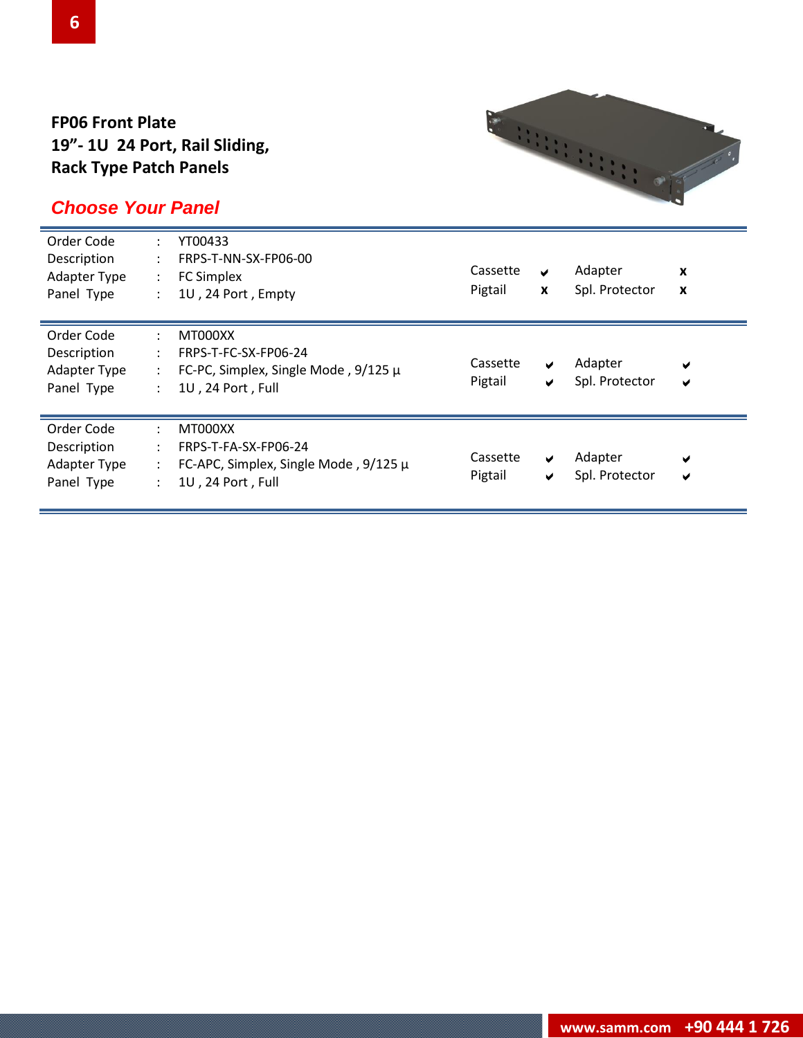**FP06 Front Plate**
**19"- 1U 24 Port, Rail Sliding,**
**Rack Type Patch Panels**

## *Choose Your Panel*

| | | | | | | |
|---|---|---|---|---|---|---|
| Order Code | : | YT00433 | Cassette | ✔ | Adapter | x |
| Description | : | FRPS-T-NN-SX-FP06-00 | Pigtail | x | Spl. Protector | x |
| Adapter Type | : | FC Simplex | | | | |
| Panel Type | : | 1U , 24 Port , Empty | | | | |

| | | | | | | |
|---|---|---|---|---|---|---|
| Order Code | : | MT000XX | Cassette | ✔ | Adapter | ✔ |
| Description | : | FRPS-T-FC-SX-FP06-24 | Pigtail | ✔ | Spl. Protector | ✔ |
| Adapter Type | : | FC-PC, Simplex, Single Mode , 9/125 µ | | | | |
| Panel Type | : | 1U , 24 Port , Full | | | | |

| | | | | | | |
|---|---|---|---|---|---|---|
| Order Code | : | MT000XX | Cassette | ✔ | Adapter | ✔ |
| Description | : | FRPS-T-FA-SX-FP06-24 | Pigtail | ✔ | Spl. Protector | ✔ |
| Adapter Type | : | FC-APC, Simplex, Single Mode , 9/125 µ | | | | |
| Panel Type | : | 1U , 24 Port , Full | | | | |

www.samm.com +90 444 1 726